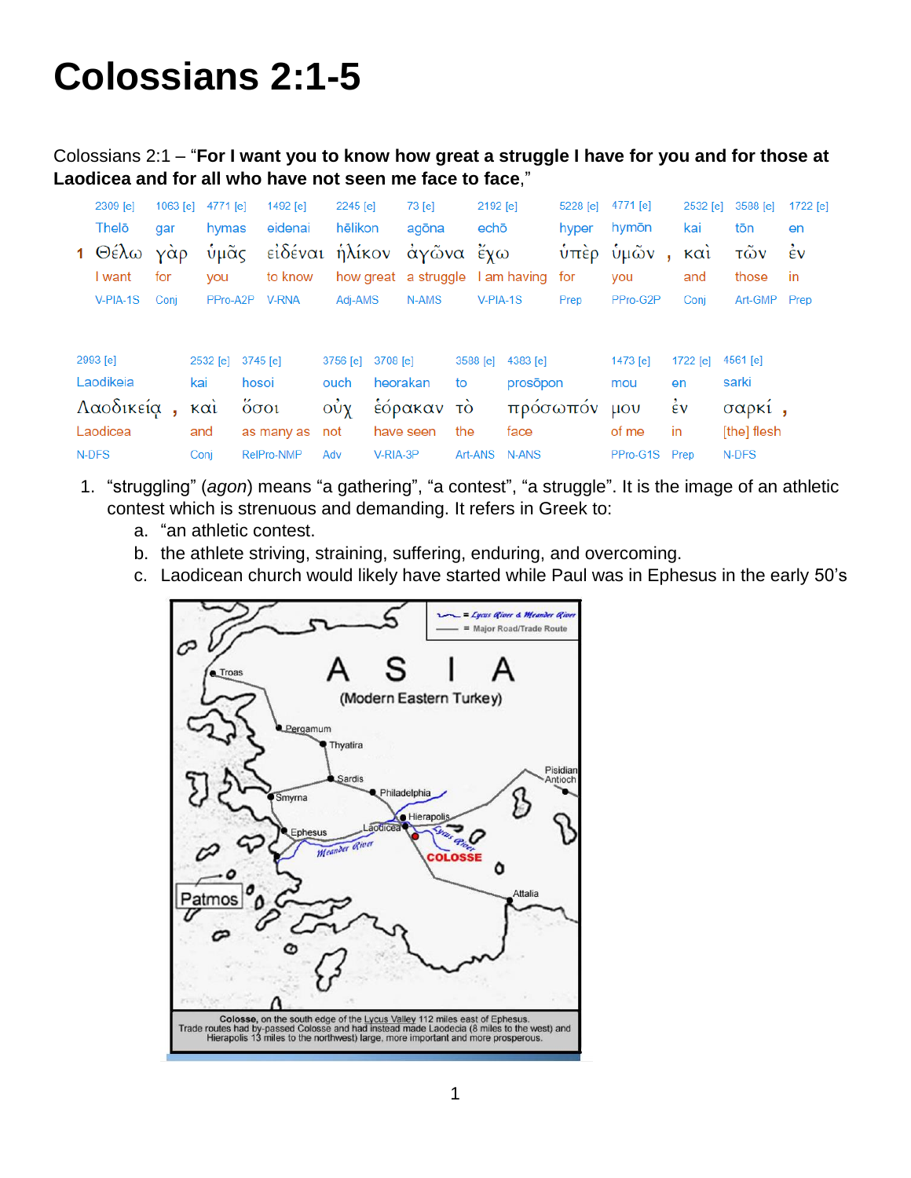# Colossians 2:1-5

Colossians 2:1 – "**For I want you to know how great a struggle I have for you and for those at Laodicea and for all who have not seen me face to face**,"

| | 2309 [e] | 1063 [e] | 4771 [e] | 1492 [e] | 2245 [e] | 73 [e] | 2192 [e] | 5228 [e] | 4771 [e] | | 2532 [e] | 3588 [e] | 1722 [e] |
|---|---|---|---|---|---|---|---|---|---|---|---|---|---|
| | Thelō | gar | hymas | eidenai | hēlikon | agōna | echō | hyper | hymōn | | kai | tōn | en |
| 1 | Θέλω | γὰρ | ὑμᾶς | εἰδέναι | ἡλίκον | ἀγῶνα | ἔχω | ὑπὲρ | ὑμῶν | , | καὶ | τῶν | ἐν |
| | I want | for | you | to know | how great | a struggle | I am having | for | you | | and | those | in |
| | V-PIA-1S | Conj | PPro-A2P | V-RNA | Adj-AMS | N-AMS | V-PIA-1S | Prep | PPro-G2P | | Conj | Art-GMP | Prep |

| 2993 [e] | | 2532 [e] | 3745 [e] | 3756 [e] | 3708 [e] | 3588 [e] | 4383 [e] | 1473 [e] | 1722 [e] | 4561 [e] | |
|---|---|---|---|---|---|---|---|---|---|---|---|
| Laodikeia | | kai | hosoi | ouch | heorakan | to | prosōpon | mou | en | sarki | |
| Λαοδικείᾳ | , | καὶ | ὅσοι | οὐχ | ἑόρακαν | τὸ | πρόσωπόν | μου | ἐν | σαρκί | , |
| Laodicea | | and | as many as | not | have seen | the | face | of me | in | [the] flesh | |
| N-DFS | | Conj | RelPro-NMP | Adv | V-RIA-3P | Art-ANS | N-ANS | PPro-G1S | Prep | N-DFS | |

1. "struggling" (*agon*) means "a gathering", "a contest", "a struggle". It is the image of an athletic contest which is strenuous and demanding. It refers in Greek to:
   a. "an athletic contest.
   b. the athlete striving, straining, suffering, enduring, and overcoming.
   c. Laodicean church would likely have started while Paul was in Ephesus in the early 50's

**Colosse,** on the south edge of the Lycus Valley 112 miles east of Ephesus. Trade routes had by-passed Colosse and had instead made Laodecia (8 miles to the west) and Hierapolis 13 miles to the northwest) large, more important and more prosperous.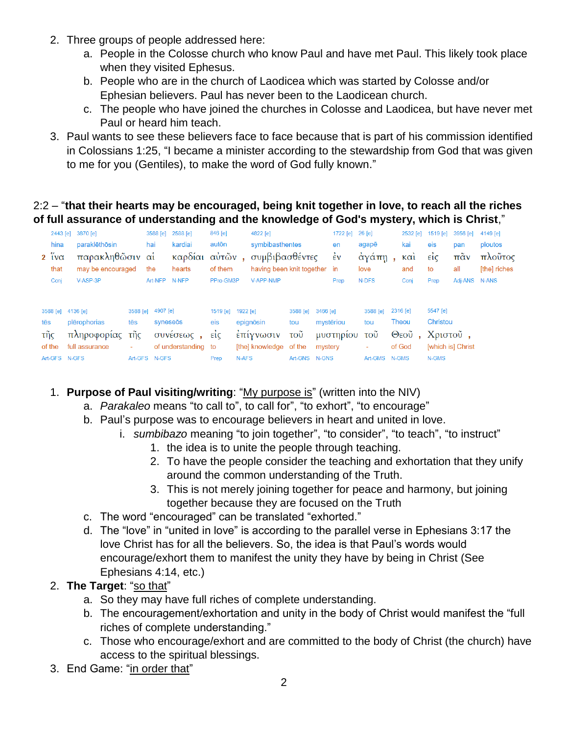2. Three groups of people addressed here:
    a. People in the Colosse church who know Paul and have met Paul. This likely took place when they visited Ephesus.
    b. People who are in the church of Laodicea which was started by Colosse and/or Ephesian believers. Paul has never been to the Laodicean church.
    c. The people who have joined the churches in Colosse and Laodicea, but have never met Paul or heard him teach.
3. Paul wants to see these believers face to face because that is part of his commission identified in Colossians 1:25, "I became a minister according to the stewardship from God that was given to me for you (Gentiles), to make the word of God fully known."

**2:2** – "**that their hearts may be encouraged, being knit together in love, to reach all the riches of full assurance of understanding and the knowledge of God's mystery, which is Christ**,"

| 2443 [e] | 3870 [e] | 3588 [e] | 2588 [e] | 846 [e] | 4822 [e] | 1722 [e] | 26 [e] | 2532 [e] | 1519 [e] | 3956 [e] | 4149 [e] |
|---|---|---|---|---|---|---|---|---|---|---|---|
| hina | paraklēthōsin | hai | kardiai | autōn | symbibasthentes | en | agapē | kai | eis | pan | ploutos |
| 2 ἵνα | παρακληθῶσιν | αἱ | καρδίαι | αὐτῶν , | συμβιβασθέντες | ἐν | ἀγάπῃ , | καὶ | εἰς | πᾶν | πλοῦτος |
| that | may be encouraged | the | hearts | of them | having been knit together | in | love | and | to | all | [the] riches |
| Conj | V-ASP-3P | Art-NFP | N-NFP | PPro-GM3P | V-APP-NMP | Prep | N-DFS | Conj | Prep | Adj-ANS | N-ANS |

| 3588 [e] | 4136 [e] | 3588 [e] | 4907 [e] | 1519 [e] | 1922 [e] | 3588 [e] | 3466 [e] | 3588 [e] | 2316 [e] | 5547 [e] |
|---|---|---|---|---|---|---|---|---|---|---|
| tēs | plērophorias | tēs | syneseōs | eis | epignōsin | tou | mystēriou | tou | Theou | Christou |
| τῆς | πληροφορίας | τῆς | συνέσεως , | εἰς | ἐπίγνωσιν | τοῦ | μυστηρίου | τοῦ | Θεοῦ , | Χριστοῦ , |
| of the | full assurance | - | of understanding | to | [the] knowledge | of the | mystery | - | of God | [which is] Christ |
| Art-GFS | N-GFS | Art-GFS | N-GFS | Prep | N-AFS | Art-GNS | N-GNS | Art-GMS | N-GMS | N-GMS |

1. **Purpose of Paul visiting/writing**: "<u>My purpose is</u>" (written into the NIV)
    a. *Parakaleo* means "to call to", to call for", "to exhort", "to encourage"
    b. Paul's purpose was to encourage believers in heart and united in love.
        i. *sumbibazo* meaning "to join together", "to consider", "to teach", "to instruct"
            1. the idea is to unite the people through teaching.
            2. To have the people consider the teaching and exhortation that they unify around the common understanding of the Truth.
            3. This is not merely joining together for peace and harmony, but joining together because they are focused on the Truth
    c. The word "encouraged" can be translated "exhorted."
    d. The "love" in "united in love" is according to the parallel verse in Ephesians 3:17 the love Christ has for all the believers. So, the idea is that Paul's words would encourage/exhort them to manifest the unity they have by being in Christ (See Ephesians 4:14, etc.)
2. **The Target**: "<u>so that</u>"
    a. So they may have full riches of complete understanding.
    b. The encouragement/exhortation and unity in the body of Christ would manifest the "full riches of complete understanding."
    c. Those who encourage/exhort and are committed to the body of Christ (the church) have access to the spiritual blessings.
3. End Game: "<u>in order that</u>"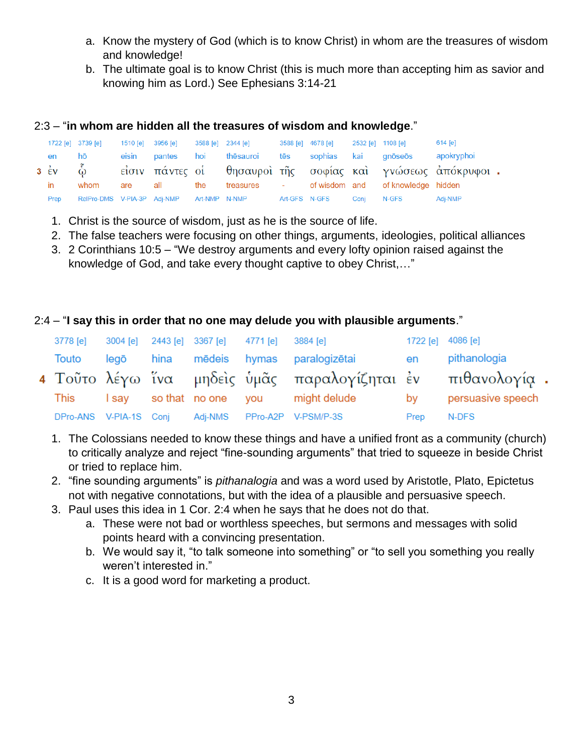a. Know the mystery of God (which is to know Christ) in whom are the treasures of wisdom and knowledge!
b. The ultimate goal is to know Christ (this is much more than accepting him as savior and knowing him as Lord.) See Ephesians 3:14-21

2:3 – "**in whom are hidden all the treasures of wisdom and knowledge**."

| | 1722 [e] | 3739 [e] | 1510 [e] | 3956 [e] | 3588 [e] | 2344 [e] | 3588 [e] | 4678 [e] | 2532 [e] | 1108 [e] | 614 [e] |
|---|---|---|---|---|---|---|---|---|---|---|---|
| | en | hō | eisin | pantes | hoi | thēsauroi | tēs | sophias | kai | gnōseōs | apokryphoi |
| 3 | ἐν | ᾧ | εἰσιν | πάντες | οἱ | θησαυροὶ | τῆς | σοφίας | καὶ | γνώσεως | ἀπόκρυφοι . |
| | in | whom | are | all | the | treasures | - | of wisdom | and | of knowledge | hidden |
| | Prep | RelPro-DMS | V-PIA-3P | Adj-NMP | Art-NMP | N-NMP | Art-GFS | N-GFS | Conj | N-GFS | Adj-NMP |

1. Christ is the source of wisdom, just as he is the source of life.
2. The false teachers were focusing on other things, arguments, ideologies, political alliances
3. 2 Corinthians 10:5 – "We destroy arguments and every lofty opinion raised against the knowledge of God, and take every thought captive to obey Christ,…"

2:4 – "**I say this in order that no one may delude you with plausible arguments**."

| | 3778 [e] | 3004 [e] | 2443 [e] | 3367 [e] | 4771 [e] | 3884 [e] | 1722 [e] | 4086 [e] |
|---|---|---|---|---|---|---|---|---|
| | Touto | legō | hina | mēdeis | hymas | paralogizētai | en | pithanologia |
| 4 | Τοῦτο | λέγω | ἵνα | μηδεὶς | ὑμᾶς | παραλογίζηται | ἐν | πιθανολογίᾳ . |
| | This | I say | so that | no one | you | might delude | by | persuasive speech |
| | DPro-ANS | V-PIA-1S | Conj | Adj-NMS | PPro-A2P | V-PSM/P-3S | Prep | N-DFS |

1. The Colossians needed to know these things and have a unified front as a community (church) to critically analyze and reject "fine-sounding arguments" that tried to squeeze in beside Christ or tried to replace him.
2. "fine sounding arguments" is *pithanalogia* and was a word used by Aristotle, Plato, Epictetus not with negative connotations, but with the idea of a plausible and persuasive speech.
3. Paul uses this idea in 1 Cor. 2:4 when he says that he does not do that.
   a. These were not bad or worthless speeches, but sermons and messages with solid points heard with a convincing presentation.
   b. We would say it, "to talk someone into something" or "to sell you something you really weren't interested in."
   c. It is a good word for marketing a product.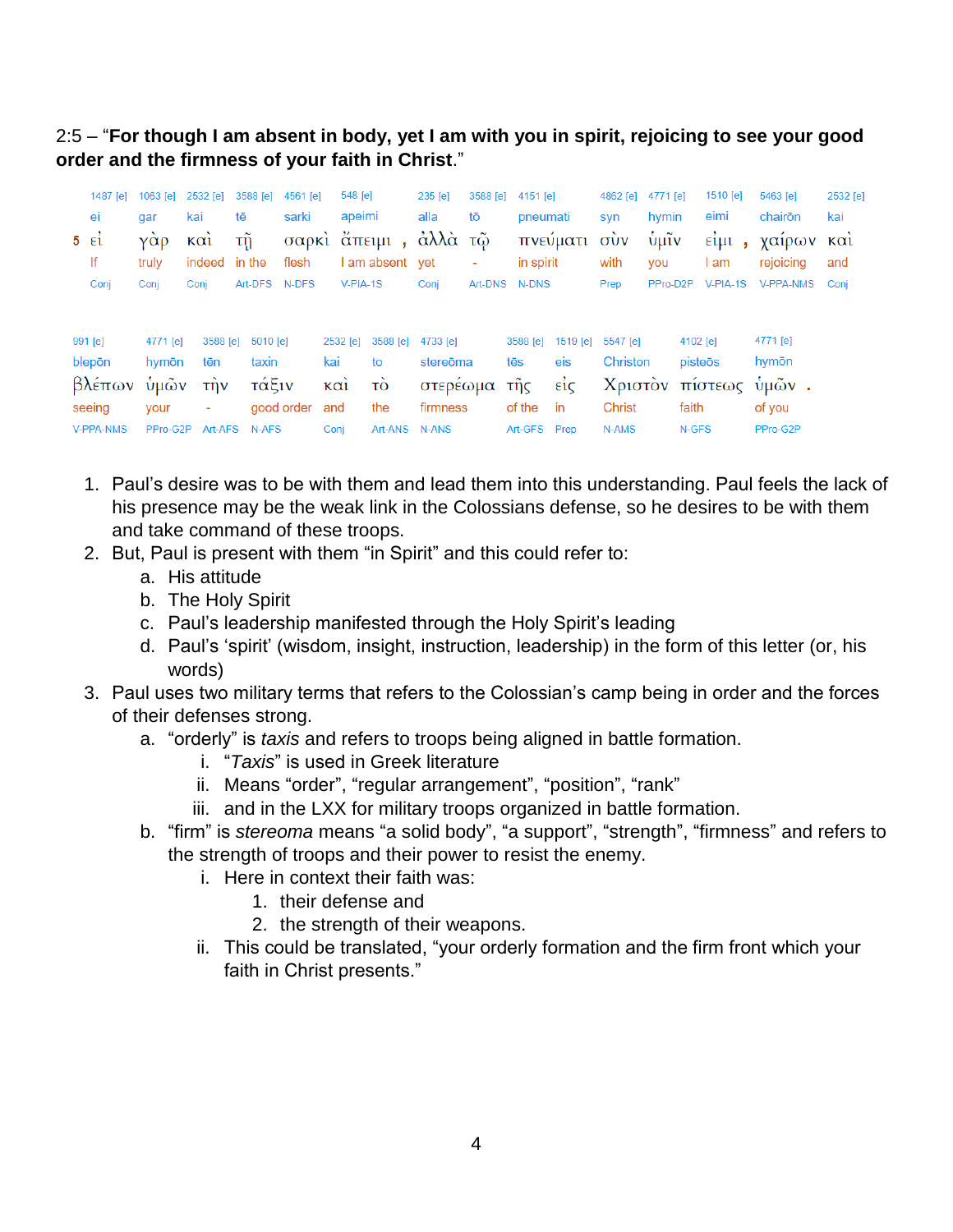2:5 – "**For though I am absent in body, yet I am with you in spirit, rejoicing to see your good order and the firmness of your faith in Christ**."

| | | | | | | | | | | | | | |
|---|---|---|---|---|---|---|---|---|---|---|---|---|---|
| 1487 [e] | 1063 [e] | 2532 [e] | 3588 [e] | 4561 [e] | 548 [e] | 235 [e] | 3588 [e] | 4151 [e] | 4862 [e] | 4771 [e] | 1510 [e] | 5463 [e] | 2532 [e] |
| ei | gar | kai | tē | sarki | apeimi | alla | tō | pneumati | syn | hymin | eimi | chairōn | kai |
| 5 εἰ | γὰρ | καὶ | τῇ | σαρκὶ | ἄπειμι , | ἀλλὰ | τῷ | πνεύματι | σὺν | ὑμῖν | εἰμι , | χαίρων | καὶ |
| If | truly | indeed | in the | flesh | I am absent | yet | - | in spirit | with | you | I am | rejoicing | and |
| Conj | Conj | Conj | Art-DFS | N-DFS | V-PIA-1S | Conj | Art-DNS | N-DNS | Prep | PPro-D2P | V-PIA-1S | V-PPA-NMS | Conj |

| | | | | | | | | | | | |
|---|---|---|---|---|---|---|---|---|---|---|---|
| 991 [e] | 4771 [e] | 3588 [e] | 5010 [e] | 2532 [e] | 3588 [e] | 4733 [e] | 3588 [e] | 1519 [e] | 5547 [e] | 4102 [e] | 4771 [e] |
| blepōn | hymōn | tēn | taxin | kai | to | stereōma | tēs | eis | Christon | pisteōs | hymōn |
| βλέπων | ὑμῶν | τὴν | τάξιν | καὶ | τὸ | στερέωμα | τῆς | εἰς | Χριστὸν | πίστεως | ὑμῶν . |
| seeing | your | - | good order | and | the | firmness | of the | in | Christ | faith | of you |
| V-PPA-NMS | PPro-G2P | Art-AFS | N-AFS | Conj | Art-ANS | N-ANS | Art-GFS | Prep | N-AMS | N-GFS | PPro-G2P |

1. Paul's desire was to be with them and lead them into this understanding. Paul feels the lack of his presence may be the weak link in the Colossians defense, so he desires to be with them and take command of these troops.
2. But, Paul is present with them "in Spirit" and this could refer to:
   a. His attitude
   b. The Holy Spirit
   c. Paul's leadership manifested through the Holy Spirit's leading
   d. Paul's 'spirit' (wisdom, insight, instruction, leadership) in the form of this letter (or, his words)
3. Paul uses two military terms that refers to the Colossian's camp being in order and the forces of their defenses strong.
   a. "orderly" is *taxis* and refers to troops being aligned in battle formation.
      i. "*Taxis*" is used in Greek literature
      ii. Means "order", "regular arrangement", "position", "rank"
      iii. and in the LXX for military troops organized in battle formation.
   b. "firm" is *stereoma* means "a solid body", "a support", "strength", "firmness" and refers to the strength of troops and their power to resist the enemy.
      i. Here in context their faith was:
         1. their defense and
         2. the strength of their weapons.
      ii. This could be translated, "your orderly formation and the firm front which your faith in Christ presents."